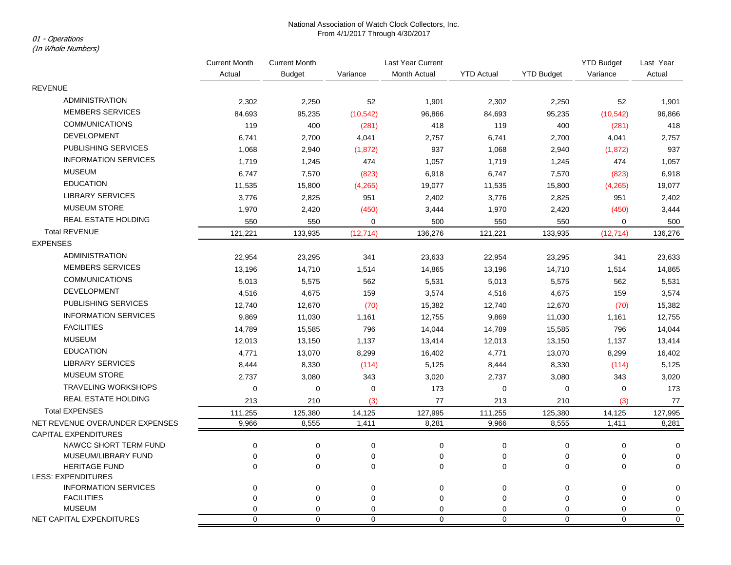National Association of Watch Clock Collectors, Inc.
From 4/1/2017 Through 4/30/2017

*01 - Operations*
*(In Whole Numbers)*

| | Current Month Actual | Current Month Budget | Variance | Last Year Current Month Actual | YTD Actual | YTD Budget | YTD Budget Variance | Last Year Actual |
|---|---|---|---|---|---|---|---|---|
| REVENUE | | | | | | | | |
| ADMINISTRATION | 2,302 | 2,250 | 52 | 1,901 | 2,302 | 2,250 | 52 | 1,901 |
| MEMBERS SERVICES | 84,693 | 95,235 | (10,542) | 96,866 | 84,693 | 95,235 | (10,542) | 96,866 |
| COMMUNICATIONS | 119 | 400 | (281) | 418 | 119 | 400 | (281) | 418 |
| DEVELOPMENT | 6,741 | 2,700 | 4,041 | 2,757 | 6,741 | 2,700 | 4,041 | 2,757 |
| PUBLISHING SERVICES | 1,068 | 2,940 | (1,872) | 937 | 1,068 | 2,940 | (1,872) | 937 |
| INFORMATION SERVICES | 1,719 | 1,245 | 474 | 1,057 | 1,719 | 1,245 | 474 | 1,057 |
| MUSEUM | 6,747 | 7,570 | (823) | 6,918 | 6,747 | 7,570 | (823) | 6,918 |
| EDUCATION | 11,535 | 15,800 | (4,265) | 19,077 | 11,535 | 15,800 | (4,265) | 19,077 |
| LIBRARY SERVICES | 3,776 | 2,825 | 951 | 2,402 | 3,776 | 2,825 | 951 | 2,402 |
| MUSEUM STORE | 1,970 | 2,420 | (450) | 3,444 | 1,970 | 2,420 | (450) | 3,444 |
| REAL ESTATE HOLDING | 550 | 550 | 0 | 500 | 550 | 550 | 0 | 500 |
| Total REVENUE | 121,221 | 133,935 | (12,714) | 136,276 | 121,221 | 133,935 | (12,714) | 136,276 |
| EXPENSES | | | | | | | | |
| ADMINISTRATION | 22,954 | 23,295 | 341 | 23,633 | 22,954 | 23,295 | 341 | 23,633 |
| MEMBERS SERVICES | 13,196 | 14,710 | 1,514 | 14,865 | 13,196 | 14,710 | 1,514 | 14,865 |
| COMMUNICATIONS | 5,013 | 5,575 | 562 | 5,531 | 5,013 | 5,575 | 562 | 5,531 |
| DEVELOPMENT | 4,516 | 4,675 | 159 | 3,574 | 4,516 | 4,675 | 159 | 3,574 |
| PUBLISHING SERVICES | 12,740 | 12,670 | (70) | 15,382 | 12,740 | 12,670 | (70) | 15,382 |
| INFORMATION SERVICES | 9,869 | 11,030 | 1,161 | 12,755 | 9,869 | 11,030 | 1,161 | 12,755 |
| FACILITIES | 14,789 | 15,585 | 796 | 14,044 | 14,789 | 15,585 | 796 | 14,044 |
| MUSEUM | 12,013 | 13,150 | 1,137 | 13,414 | 12,013 | 13,150 | 1,137 | 13,414 |
| EDUCATION | 4,771 | 13,070 | 8,299 | 16,402 | 4,771 | 13,070 | 8,299 | 16,402 |
| LIBRARY SERVICES | 8,444 | 8,330 | (114) | 5,125 | 8,444 | 8,330 | (114) | 5,125 |
| MUSEUM STORE | 2,737 | 3,080 | 343 | 3,020 | 2,737 | 3,080 | 343 | 3,020 |
| TRAVELING WORKSHOPS | 0 | 0 | 0 | 173 | 0 | 0 | 0 | 173 |
| REAL ESTATE HOLDING | 213 | 210 | (3) | 77 | 213 | 210 | (3) | 77 |
| Total EXPENSES | 111,255 | 125,380 | 14,125 | 127,995 | 111,255 | 125,380 | 14,125 | 127,995 |
| NET REVENUE OVER/UNDER EXPENSES | 9,966 | 8,555 | 1,411 | 8,281 | 9,966 | 8,555 | 1,411 | 8,281 |
| CAPITAL EXPENDITURES | | | | | | | | |
| NAWCC SHORT TERM FUND | 0 | 0 | 0 | 0 | 0 | 0 | 0 | 0 |
| MUSEUM/LIBRARY FUND | 0 | 0 | 0 | 0 | 0 | 0 | 0 | 0 |
| HERITAGE FUND | 0 | 0 | 0 | 0 | 0 | 0 | 0 | 0 |
| LESS: EXPENDITURES | | | | | | | | |
| INFORMATION SERVICES | 0 | 0 | 0 | 0 | 0 | 0 | 0 | 0 |
| FACILITIES | 0 | 0 | 0 | 0 | 0 | 0 | 0 | 0 |
| MUSEUM | 0 | 0 | 0 | 0 | 0 | 0 | 0 | 0 |
| NET CAPITAL EXPENDITURES | 0 | 0 | 0 | 0 | 0 | 0 | 0 | 0 |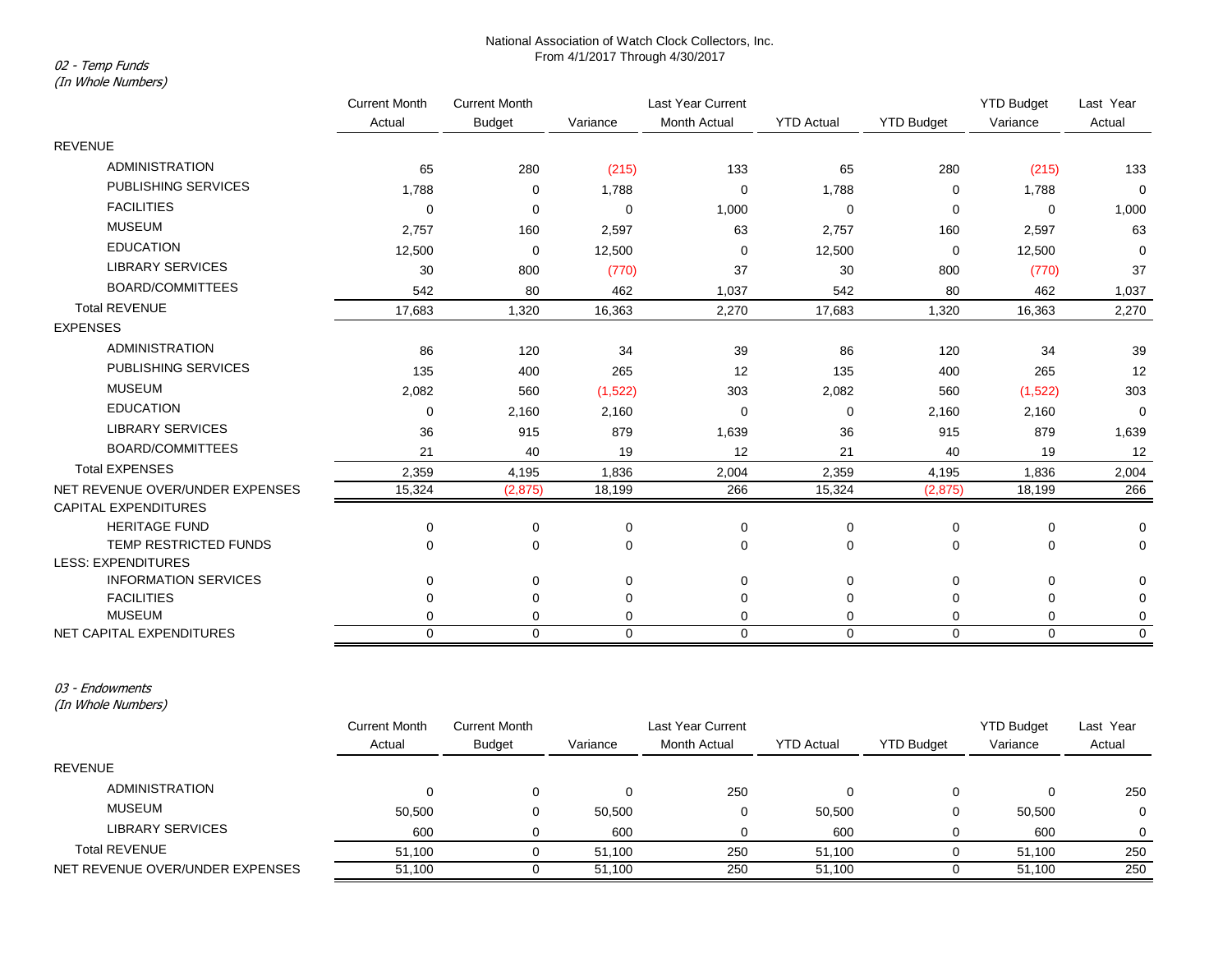National Association of Watch Clock Collectors, Inc.
From 4/1/2017 Through 4/30/2017

*02 - Temp Funds*
*(In Whole Numbers)*

| | Current Month Actual | Current Month Budget | Variance | Last Year Current Month Actual | YTD Actual | YTD Budget | YTD Budget Variance | Last Year Actual |
|---|---|---|---|---|---|---|---|---|
| REVENUE | | | | | | | | |
| ADMINISTRATION | 65 | 280 | (215) | 133 | 65 | 280 | (215) | 133 |
| PUBLISHING SERVICES | 1,788 | 0 | 1,788 | 0 | 1,788 | 0 | 1,788 | 0 |
| FACILITIES | 0 | 0 | 0 | 1,000 | 0 | 0 | 0 | 1,000 |
| MUSEUM | 2,757 | 160 | 2,597 | 63 | 2,757 | 160 | 2,597 | 63 |
| EDUCATION | 12,500 | 0 | 12,500 | 0 | 12,500 | 0 | 12,500 | 0 |
| LIBRARY SERVICES | 30 | 800 | (770) | 37 | 30 | 800 | (770) | 37 |
| BOARD/COMMITTEES | 542 | 80 | 462 | 1,037 | 542 | 80 | 462 | 1,037 |
| Total REVENUE | 17,683 | 1,320 | 16,363 | 2,270 | 17,683 | 1,320 | 16,363 | 2,270 |
| EXPENSES | | | | | | | | |
| ADMINISTRATION | 86 | 120 | 34 | 39 | 86 | 120 | 34 | 39 |
| PUBLISHING SERVICES | 135 | 400 | 265 | 12 | 135 | 400 | 265 | 12 |
| MUSEUM | 2,082 | 560 | (1,522) | 303 | 2,082 | 560 | (1,522) | 303 |
| EDUCATION | 0 | 2,160 | 2,160 | 0 | 0 | 2,160 | 2,160 | 0 |
| LIBRARY SERVICES | 36 | 915 | 879 | 1,639 | 36 | 915 | 879 | 1,639 |
| BOARD/COMMITTEES | 21 | 40 | 19 | 12 | 21 | 40 | 19 | 12 |
| Total EXPENSES | 2,359 | 4,195 | 1,836 | 2,004 | 2,359 | 4,195 | 1,836 | 2,004 |
| NET REVENUE OVER/UNDER EXPENSES | 15,324 | (2,875) | 18,199 | 266 | 15,324 | (2,875) | 18,199 | 266 |
| CAPITAL EXPENDITURES | | | | | | | | |
| HERITAGE FUND | 0 | 0 | 0 | 0 | 0 | 0 | 0 | 0 |
| TEMP RESTRICTED FUNDS | 0 | 0 | 0 | 0 | 0 | 0 | 0 | 0 |
| LESS: EXPENDITURES | | | | | | | | |
| INFORMATION SERVICES | 0 | 0 | 0 | 0 | 0 | 0 | 0 | 0 |
| FACILITIES | 0 | 0 | 0 | 0 | 0 | 0 | 0 | 0 |
| MUSEUM | 0 | 0 | 0 | 0 | 0 | 0 | 0 | 0 |
| NET CAPITAL EXPENDITURES | 0 | 0 | 0 | 0 | 0 | 0 | 0 | 0 |

*03 - Endowments*
*(In Whole Numbers)*

| | Current Month Actual | Current Month Budget | Variance | Last Year Current Month Actual | YTD Actual | YTD Budget | YTD Budget Variance | Last Year Actual |
|---|---|---|---|---|---|---|---|---|
| REVENUE | | | | | | | | |
| ADMINISTRATION | 0 | 0 | 0 | 250 | 0 | 0 | 0 | 250 |
| MUSEUM | 50,500 | 0 | 50,500 | 0 | 50,500 | 0 | 50,500 | 0 |
| LIBRARY SERVICES | 600 | 0 | 600 | 0 | 600 | 0 | 600 | 0 |
| Total REVENUE | 51,100 | 0 | 51,100 | 250 | 51,100 | 0 | 51,100 | 250 |
| NET REVENUE OVER/UNDER EXPENSES | 51,100 | 0 | 51,100 | 250 | 51,100 | 0 | 51,100 | 250 |